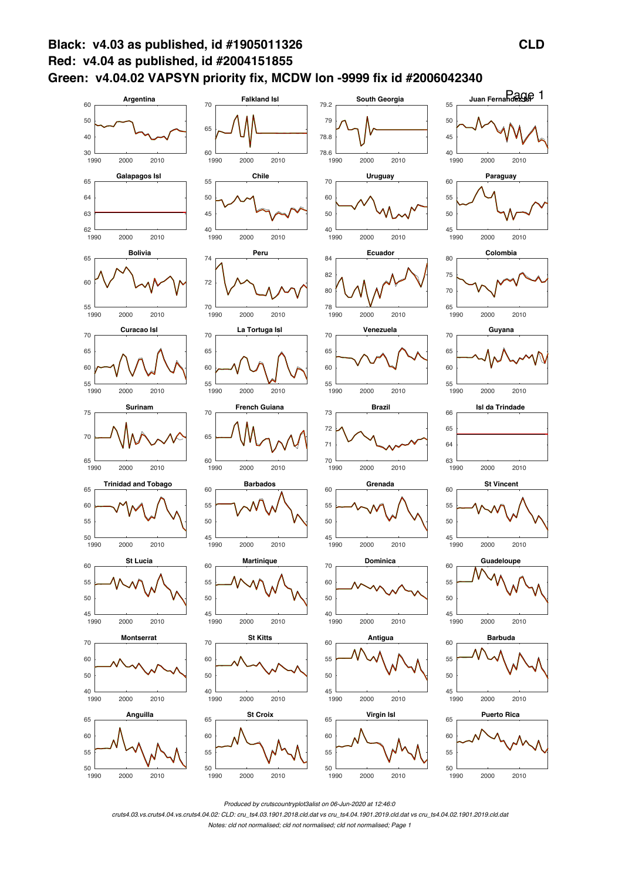# Black: v4.03 as published, id #1905011326

# Red: v4.04 as published, id #2004151855

# Green: v4.04.02 VAPSYN priority fix, MCDW lon -9999 fix id #2006042340

CLD

Argentina

Falkland Isl

South Georgia

Juan Fernandez Isl

Galapagos Isl

Chile

Uruguay

Paraguay

Bolivia

Peru

Ecuador

Colombia

Curacao Isl

La Tortuga Isl

Venezuela

Guyana

Surinam

French Guiana

Brazil

Isl da Trindade

Trinidad and Tobago

Barbados

Grenada

St Vincent

St Lucia

Martinique

Dominica

Guadeloupe

Montserrat

St Kitts

Antigua

Barbuda

Anguilla

St Croix

Virgin Isl

Puerto Rica

*Produced by crutscountryplot3alist on 06-Jun-2020 at 12:46:0*

*cruts4.03.vs.cruts4.04.vs.cruts4.04.02: CLD: cru_ts4.03.1901.2018.cld.dat vs cru_ts4.04.1901.2019.cld.dat vs cru_ts4.04.02.1901.2019.cld.dat*

*Notes: cld not normalised; cld not normalised; cld not normalised; Page 1*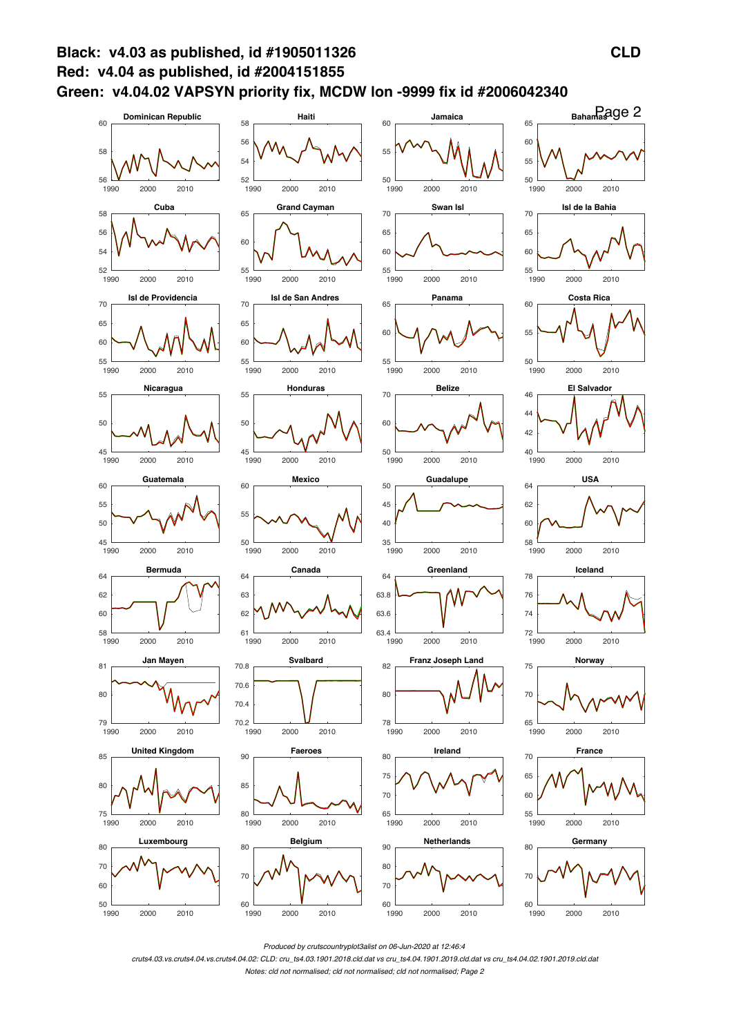**Black: v4.03 as published, id #1905011326** **CLD**

**Red: v4.04 as published, id #2004151855**

**Green: v4.04.02 VAPSYN priority fix, MCDW lon -9999 fix id #2006042340**

Page 2

Dominican Republic, Haiti, Jamaica, Bahamas, Cuba, Grand Cayman, Swan Isl, Isl de la Bahia, Isl de Providencia, Isl de San Andres, Panama, Costa Rica, Nicaragua, Honduras, Belize, El Salvador, Guatemala, Mexico, Guadalupe, USA, Bermuda, Canada, Greenland, Iceland, Jan Mayen, Svalbard, Franz Joseph Land, Norway, United Kingdom, Faeroes, Ireland, France, Luxembourg, Belgium, Netherlands, Germany

*Produced by crutscountryplot3alist on 06-Jun-2020 at 12:46:4*

*cruts4.03.vs.cruts4.04.vs.cruts4.04.02: CLD: cru_ts4.03.1901.2018.cld.dat vs cru_ts4.04.1901.2019.cld.dat vs cru_ts4.04.02.1901.2019.cld.dat*

*Notes: cld not normalised; cld not normalised; cld not normalised; Page 2*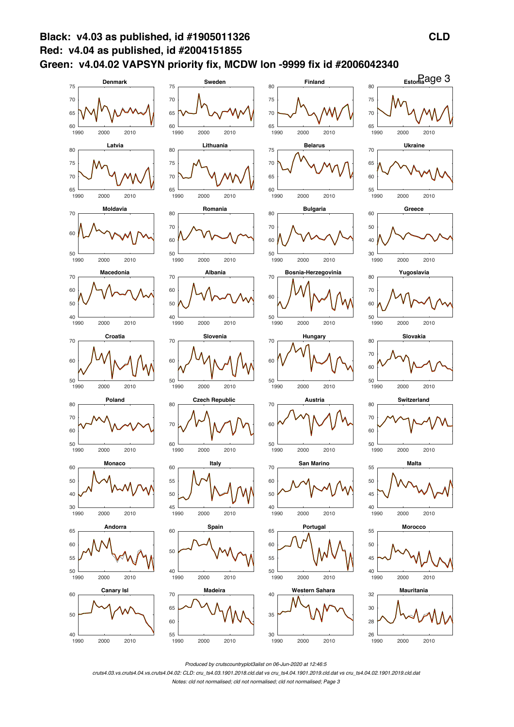**Black: v4.03 as published, id #1905011326** **CLD**

**Red: v4.04 as published, id #2004151855**

**Green: v4.04.02 VAPSYN priority fix, MCDW lon -9999 fix id #2006042340**

Page 3

Denmark, Sweden, Finland, Estonia, Latvia, Lithuania, Belarus, Ukraine, Moldavia, Romania, Bulgaria, Greece, Macedonia, Albania, Bosnia-Herzegovinia, Yugoslavia, Croatia, Slovenia, Hungary, Slovakia, Poland, Czech Republic, Austria, Switzerland, Monaco, Italy, San Marino, Malta, Andorra, Spain, Portugal, Morocco, Canary Isl, Madeira, Western Sahara, Mauritania

*Produced by crutscountryplot3alist on 06-Jun-2020 at 12:46:5*

*cruts4.03.vs.cruts4.04.vs.cruts4.04.02: CLD: cru_ts4.03.1901.2018.cld.dat vs cru_ts4.04.1901.2019.cld.dat vs cru_ts4.04.02.1901.2019.cld.dat*

*Notes: cld not normalised; cld not normalised; cld not normalised; Page 3*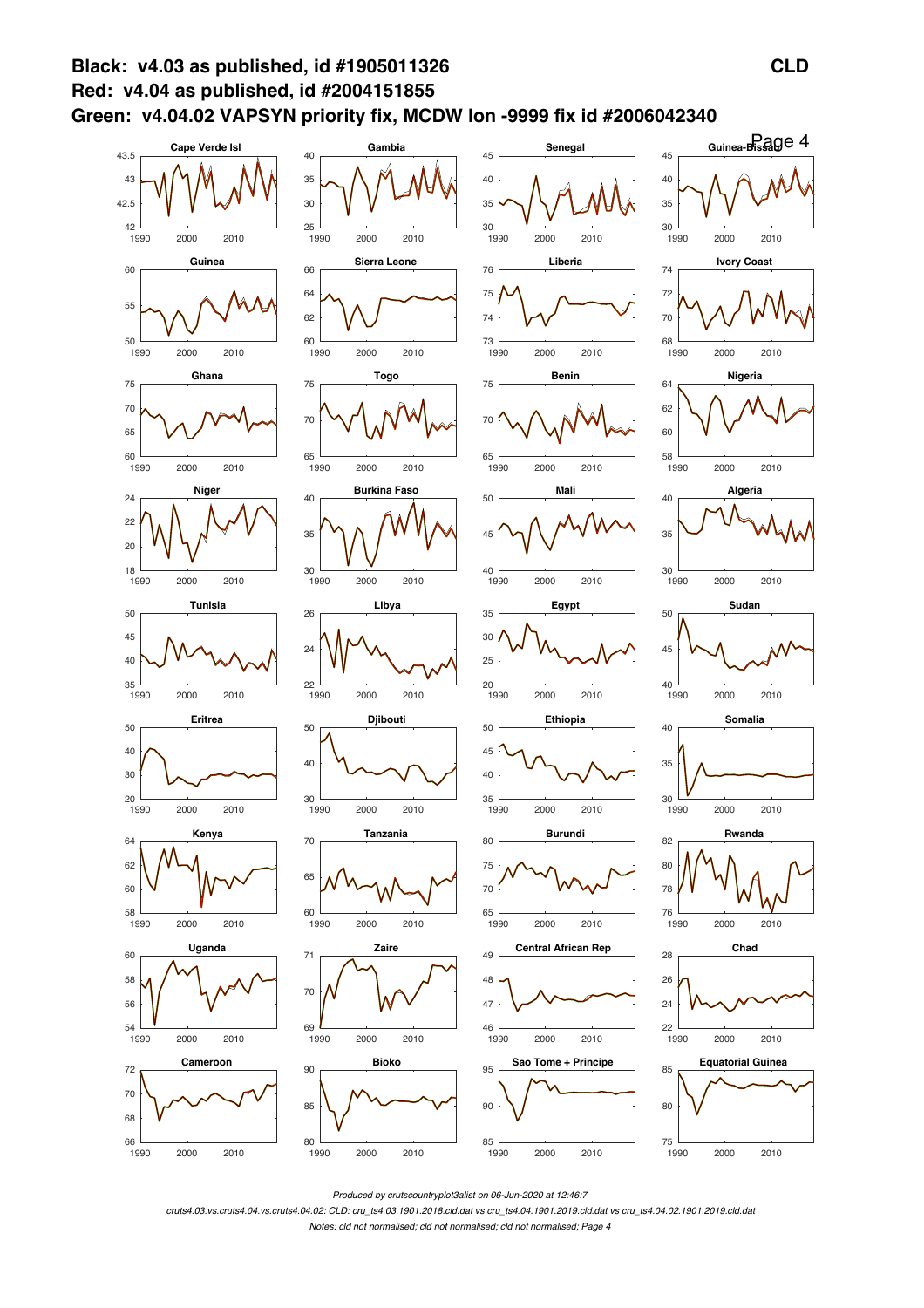**Black: v4.03 as published, id #1905011326** **CLD**
**Red: v4.04 as published, id #2004151855**
**Green: v4.04.02 VAPSYN priority fix, MCDW lon -9999 fix id #2006042340**

Page 4

Cape Verde Isl | Gambia | Senegal | Guinea-Bissau
Guinea | Sierra Leone | Liberia | Ivory Coast
Ghana | Togo | Benin | Nigeria
Niger | Burkina Faso | Mali | Algeria
Tunisia | Libya | Egypt | Sudan
Eritrea | Djibouti | Ethiopia | Somalia
Kenya | Tanzania | Burundi | Rwanda
Uganda | Zaire | Central African Rep | Chad
Cameroon | Bioko | Sao Tome + Principe | Equatorial Guinea

*Produced by crutscountryplot3alist on 06-Jun-2020 at 12:46:7*

*cruts4.03.vs.cruts4.04.vs.cruts4.04.02: CLD: cru_ts4.03.1901.2018.cld.dat vs cru_ts4.04.1901.2019.cld.dat vs cru_ts4.04.02.1901.2019.cld.dat*

*Notes: cld not normalised; cld not normalised; cld not normalised; Page 4*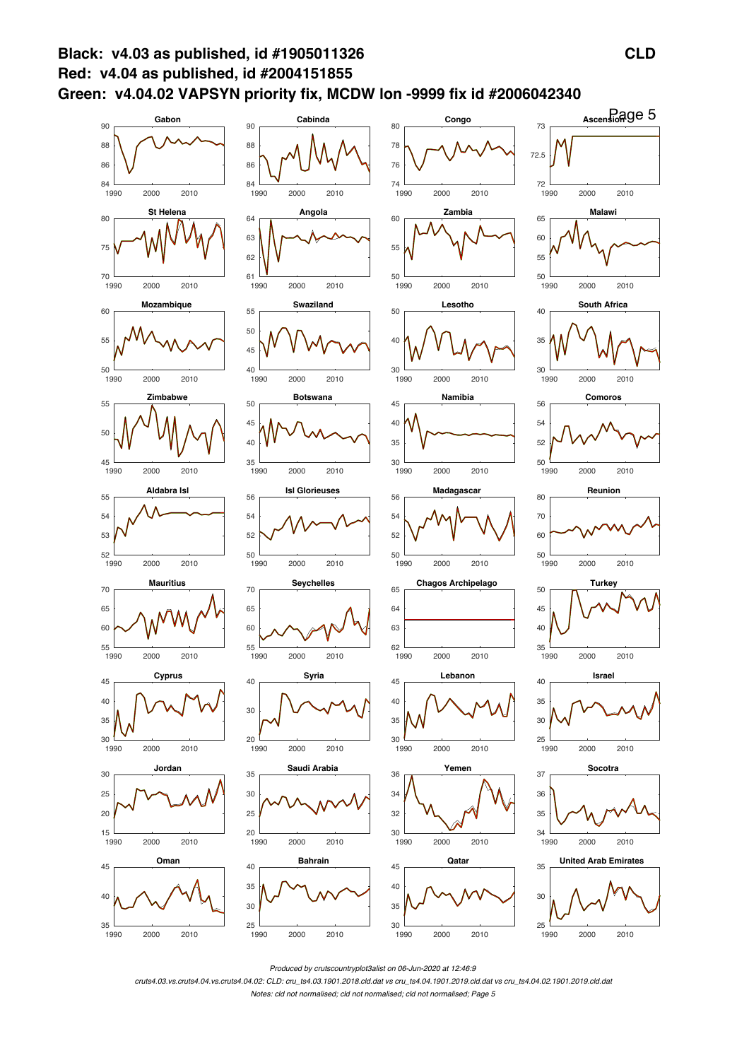**Black: v4.03 as published, id #1905011326**

**Red: v4.04 as published, id #2004151855**

**Green: v4.04.02 VAPSYN priority fix, MCDW lon -9999 fix id #2006042340**

**CLD**

Gabon | Cabinda | Congo | Ascension
St Helena | Angola | Zambia | Malawi
Mozambique | Swaziland | Lesotho | South Africa
Zimbabwe | Botswana | Namibia | Comoros
Aldabra Isl | Isl Glorieuses | Madagascar | Reunion
Mauritius | Seychelles | Chagos Archipelago | Turkey
Cyprus | Syria | Lebanon | Israel
Jordan | Saudi Arabia | Yemen | Socotra
Oman | Bahrain | Qatar | United Arab Emirates

*Produced by crutscountryplot3alist on 06-Jun-2020 at 12:46:9*

*cruts4.03.vs.cruts4.04.vs.cruts4.04.02: CLD: cru_ts4.03.1901.2018.cld.dat vs cru_ts4.04.1901.2019.cld.dat vs cru_ts4.04.02.1901.2019.cld.dat*

*Notes: cld not normalised; cld not normalised; cld not normalised; Page 5*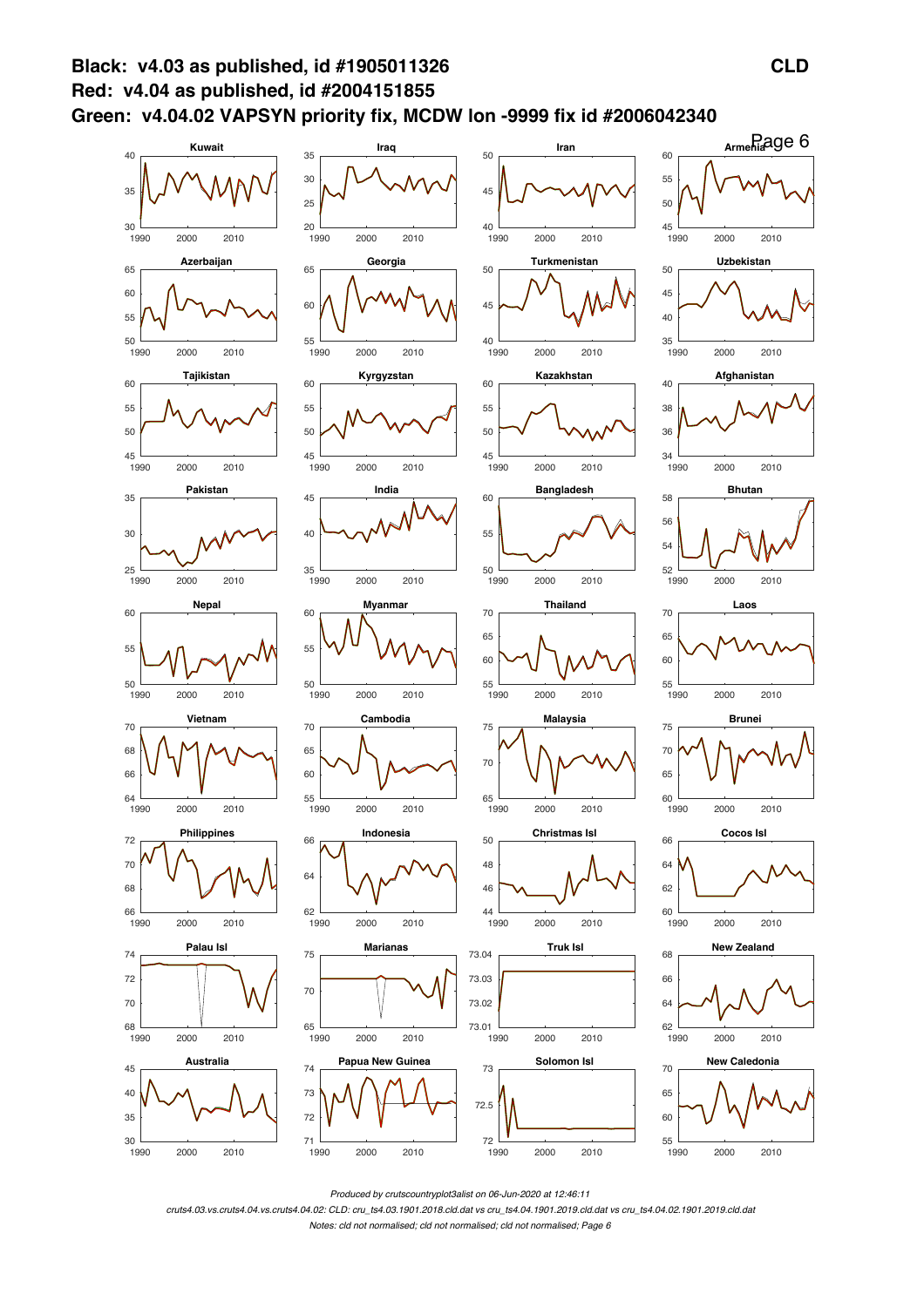**Black: v4.03 as published, id #1905011326** **CLD**

**Red: v4.04 as published, id #2004151855**

**Green: v4.04.02 VAPSYN priority fix, MCDW lon -9999 fix id #2006042340**

Kuwait, Iraq, Iran, Armenia, Azerbaijan, Georgia, Turkmenistan, Uzbekistan, Tajikistan, Kyrgyzstan, Kazakhstan, Afghanistan, Pakistan, India, Bangladesh, Bhutan, Nepal, Myanmar, Thailand, Laos, Vietnam, Cambodia, Malaysia, Brunei, Philippines, Indonesia, Christmas Isl, Cocos Isl, Palau Isl, Marianas, Truk Isl, New Zealand, Australia, Papua New Guinea, Solomon Isl, New Caledonia

*Produced by crutscountryplot3alist on 06-Jun-2020 at 12:46:11*

*cruts4.03.vs.cruts4.04.vs.cruts4.04.02: CLD: cru_ts4.03.1901.2018.cld.dat vs cru_ts4.04.1901.2019.cld.dat vs cru_ts4.04.02.1901.2019.cld.dat*

*Notes: cld not normalised; cld not normalised; cld not normalised; Page 6*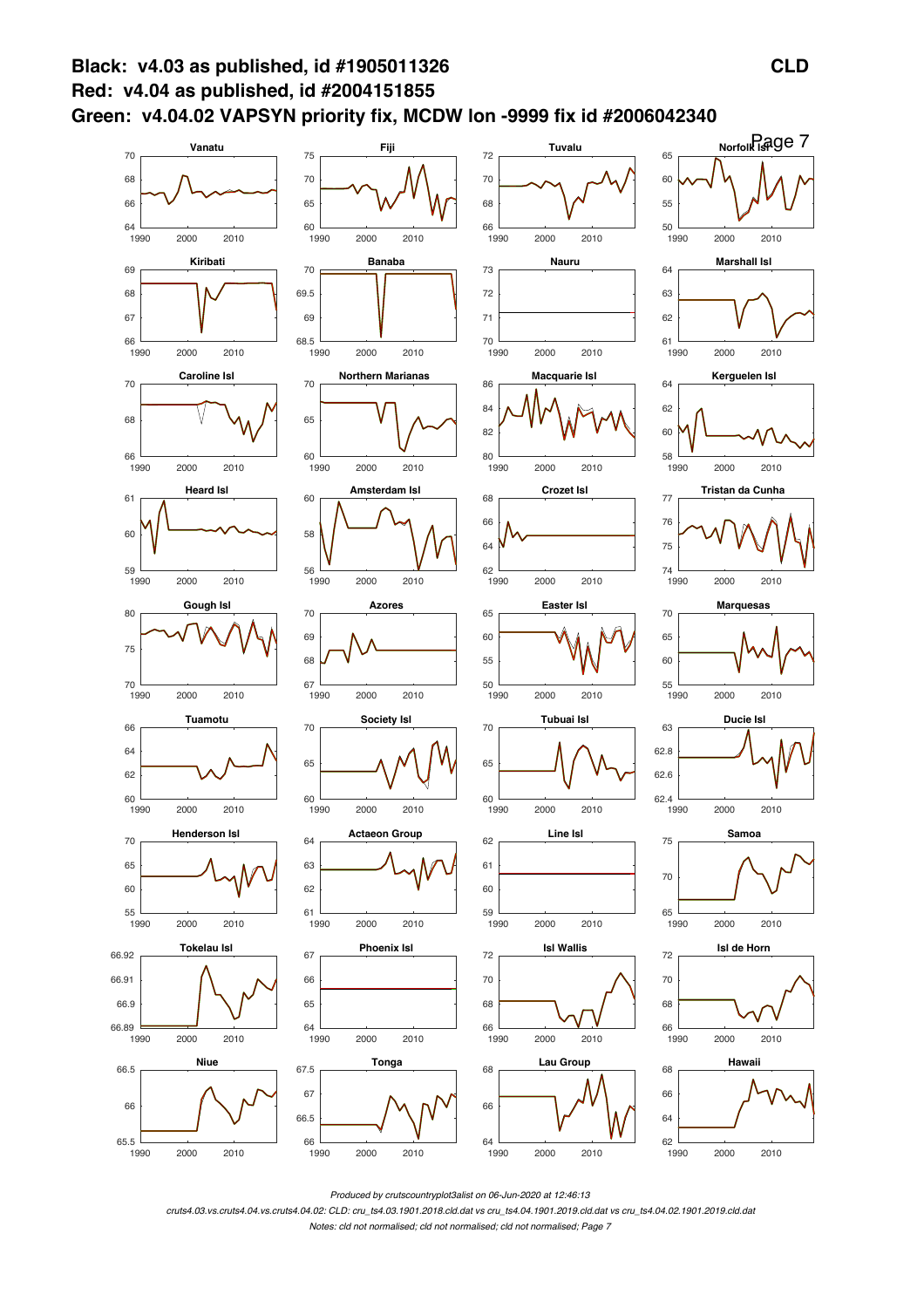**Black: v4.03 as published, id #1905011326**

**Red: v4.04 as published, id #2004151855**

**Green: v4.04.02 VAPSYN priority fix, MCDW lon -9999 fix id #2006042340**

**CLD**

Vanatu, Fiji, Tuvalu, Norfolk Isl, Kiribati, Banaba, Nauru, Marshall Isl, Caroline Isl, Northern Marianas, Macquarie Isl, Kerguelen Isl, Heard Isl, Amsterdam Isl, Crozet Isl, Tristan da Cunha, Gough Isl, Azores, Easter Isl, Marquesas, Tuamotu, Society Isl, Tubuai Isl, Ducie Isl, Henderson Isl, Actaeon Group, Line Isl, Samoa, Tokelau Isl, Phoenix Isl, Isl Wallis, Isl de Horn, Niue, Tonga, Lau Group, Hawaii

Produced by crutscountryplot3alist on 06-Jun-2020 at 12:46:13

cruts4.03.vs.cruts4.04.vs.cruts4.04.02: CLD: cru_ts4.03.1901.2018.cld.dat vs cru_ts4.04.1901.2019.cld.dat vs cru_ts4.04.02.1901.2019.cld.dat

Notes: cld not normalised; cld not normalised; cld not normalised; Page 7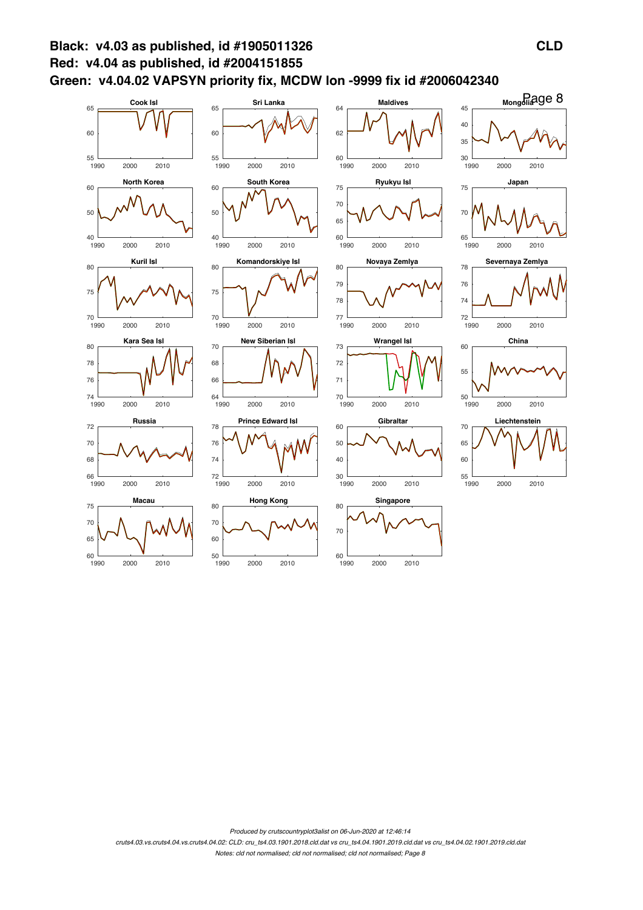**Black: v4.03 as published, id #1905011326** **CLD**
**Red: v4.04 as published, id #2004151855**
**Green: v4.04.02 VAPSYN priority fix, MCDW lon -9999 fix id #2006042340**

Cook Isl
65
60
55
1990 2000 2010

Sri Lanka
65
60
55
1990 2000 2010

Maldives
64
62
60
1990 2000 2010

Mongolia
45
40
35
30
1990 2000 2010

North Korea
60
50
40
1990 2000 2010

South Korea
60
50
40
1990 2000 2010

Ryukyu Isl
75
70
65
60
1990 2000 2010

Japan
75
70
65
1990 2000 2010

Kuril Isl
80
75
70
1990 2000 2010

Komandorskiye Isl
80
75
70
1990 2000 2010

Novaya Zemlya
80
79
78
77
1990 2000 2010

Severnaya Zemlya
78
76
74
72
1990 2000 2010

Kara Sea Isl
80
78
76
74
1990 2000 2010

New Siberian Isl
70
68
66
64
1990 2000 2010

Wrangel Isl
73
72
71
70
1990 2000 2010

China
60
55
50
1990 2000 2010

Russia
72
70
68
66
1990 2000 2010

Prince Edward Isl
78
76
74
72
1990 2000 2010

Gibraltar
60
50
40
30
1990 2000 2010

Liechtenstein
70
65
60
55
1990 2000 2010

Macau
75
70
65
60
1990 2000 2010

Hong Kong
80
70
60
50
1990 2000 2010

Singapore
80
70
60
1990 2000 2010

*Produced by crutscountryplot3alist on 06-Jun-2020 at 12:46:14*

*cruts4.03.vs.cruts4.04.vs.cruts4.04.02: CLD: cru_ts4.03.1901.2018.cld.dat vs cru_ts4.04.1901.2019.cld.dat vs cru_ts4.04.02.1901.2019.cld.dat*

*Notes: cld not normalised; cld not normalised; cld not normalised; Page 8*